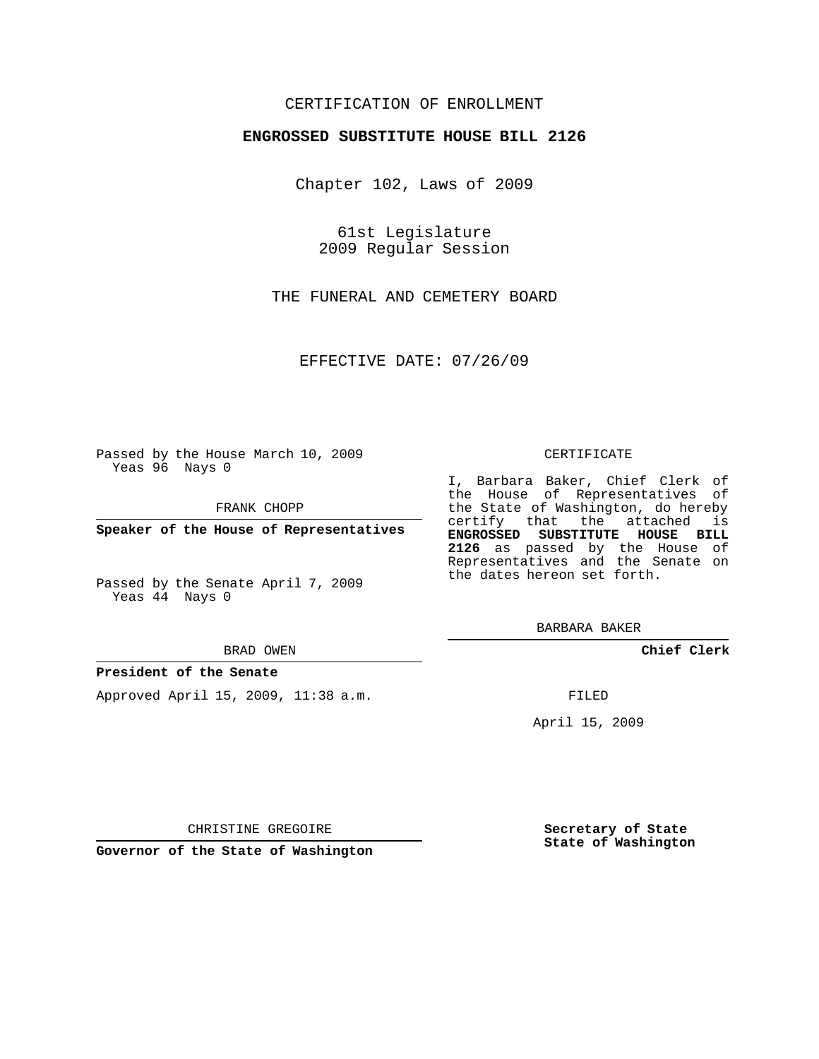CERTIFICATION OF ENROLLMENT

**ENGROSSED SUBSTITUTE HOUSE BILL 2126**

Chapter 102, Laws of 2009

61st Legislature
2009 Regular Session

THE FUNERAL AND CEMETERY BOARD

EFFECTIVE DATE: 07/26/09

Passed by the House March 10, 2009
Yeas 96 Nays 0

FRANK CHOPP

**Speaker of the House of Representatives**

Passed by the Senate April 7, 2009
Yeas 44 Nays 0

BRAD OWEN

**President of the Senate**

Approved April 15, 2009, 11:38 a.m.

CHRISTINE GREGOIRE

**Governor of the State of Washington**

CERTIFICATE

I, Barbara Baker, Chief Clerk of the House of Representatives of the State of Washington, do hereby certify that the attached is **ENGROSSED SUBSTITUTE HOUSE BILL 2126** as passed by the House of Representatives and the Senate on the dates hereon set forth.

BARBARA BAKER

**Chief Clerk**

FILED

April 15, 2009

**Secretary of State**
**State of Washington**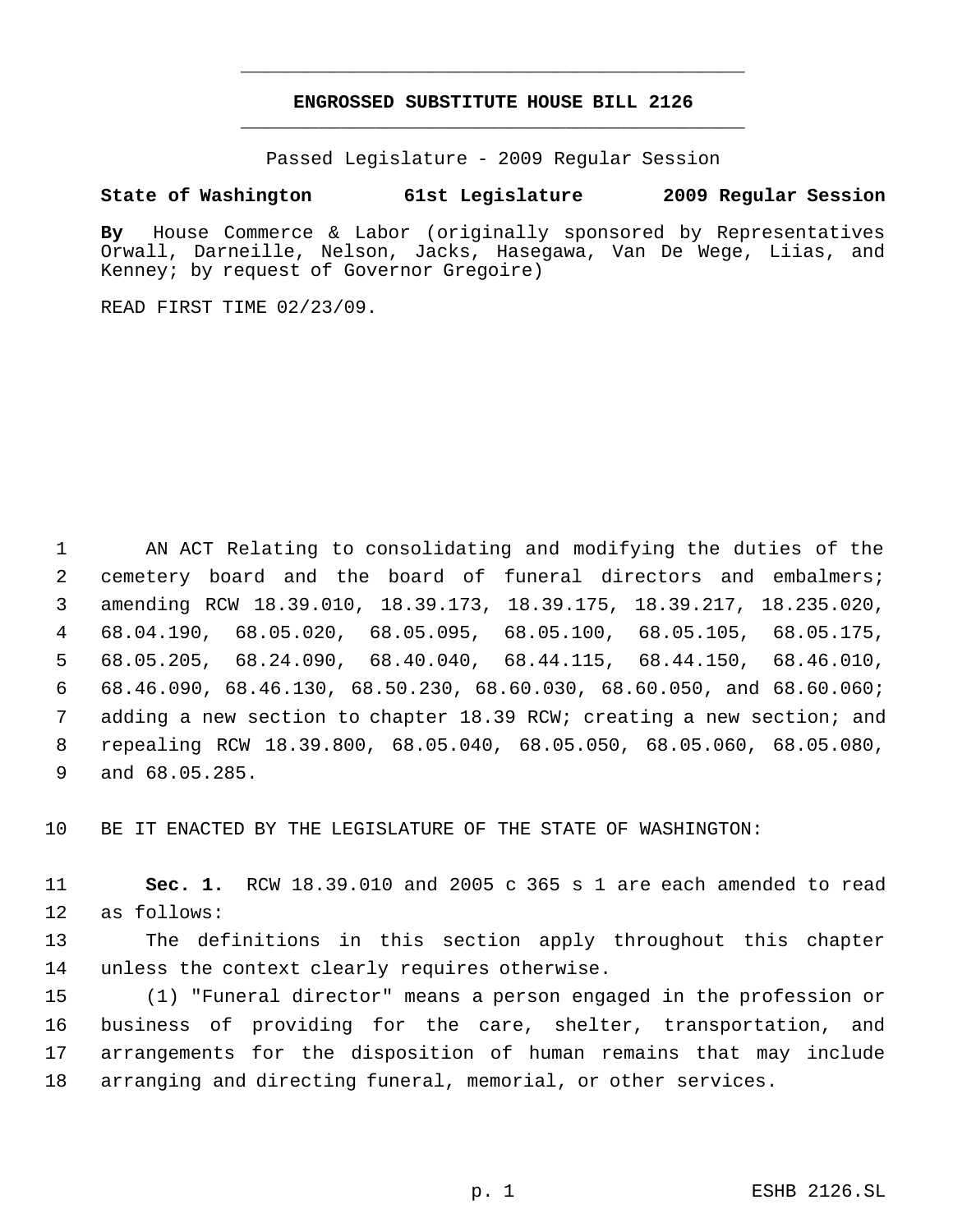**ENGROSSED SUBSTITUTE HOUSE BILL 2126**

Passed Legislature - 2009 Regular Session

**State of Washington 61st Legislature 2009 Regular Session**

**By** House Commerce & Labor (originally sponsored by Representatives Orwall, Darneille, Nelson, Jacks, Hasegawa, Van De Wege, Liias, and Kenney; by request of Governor Gregoire)

READ FIRST TIME 02/23/09.

AN ACT Relating to consolidating and modifying the duties of the cemetery board and the board of funeral directors and embalmers; amending RCW 18.39.010, 18.39.173, 18.39.175, 18.39.217, 18.235.020, 68.04.190, 68.05.020, 68.05.095, 68.05.100, 68.05.105, 68.05.175, 68.05.205, 68.24.090, 68.40.040, 68.44.115, 68.44.150, 68.46.010, 68.46.090, 68.46.130, 68.50.230, 68.60.030, 68.60.050, and 68.60.060; adding a new section to chapter 18.39 RCW; creating a new section; and repealing RCW 18.39.800, 68.05.040, 68.05.050, 68.05.060, 68.05.080, and 68.05.285.

BE IT ENACTED BY THE LEGISLATURE OF THE STATE OF WASHINGTON:

**Sec. 1.** RCW 18.39.010 and 2005 c 365 s 1 are each amended to read as follows:

The definitions in this section apply throughout this chapter unless the context clearly requires otherwise.

(1) "Funeral director" means a person engaged in the profession or business of providing for the care, shelter, transportation, and arrangements for the disposition of human remains that may include arranging and directing funeral, memorial, or other services.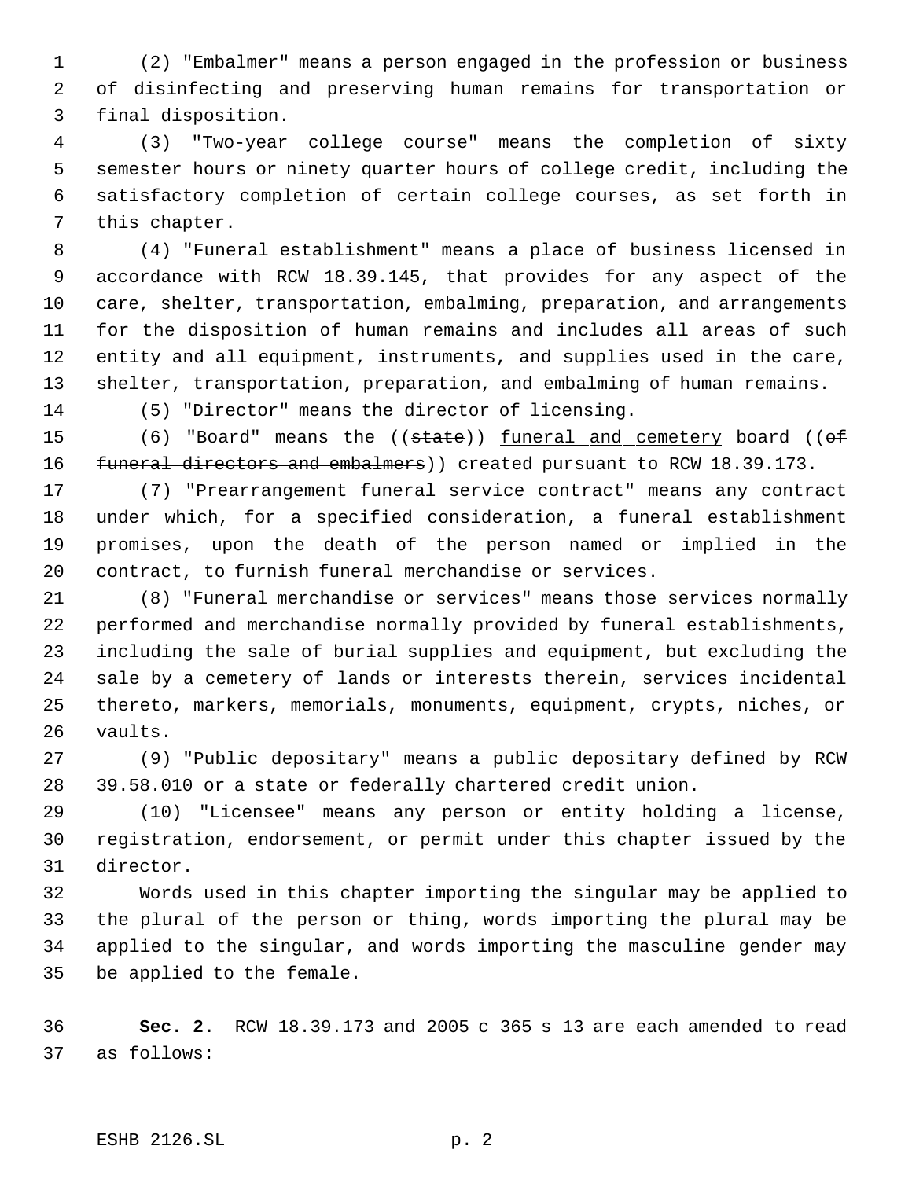(2) "Embalmer" means a person engaged in the profession or business of disinfecting and preserving human remains for transportation or final disposition.

(3) "Two-year college course" means the completion of sixty semester hours or ninety quarter hours of college credit, including the satisfactory completion of certain college courses, as set forth in this chapter.

(4) "Funeral establishment" means a place of business licensed in accordance with RCW 18.39.145, that provides for any aspect of the care, shelter, transportation, embalming, preparation, and arrangements for the disposition of human remains and includes all areas of such entity and all equipment, instruments, and supplies used in the care, shelter, transportation, preparation, and embalming of human remains.

(5) "Director" means the director of licensing.

(6) "Board" means the ((~~state~~)) <u>funeral and cemetery</u> board ((~~of funeral directors and embalmers~~)) created pursuant to RCW 18.39.173.

(7) "Prearrangement funeral service contract" means any contract under which, for a specified consideration, a funeral establishment promises, upon the death of the person named or implied in the contract, to furnish funeral merchandise or services.

(8) "Funeral merchandise or services" means those services normally performed and merchandise normally provided by funeral establishments, including the sale of burial supplies and equipment, but excluding the sale by a cemetery of lands or interests therein, services incidental thereto, markers, memorials, monuments, equipment, crypts, niches, or vaults.

(9) "Public depositary" means a public depositary defined by RCW 39.58.010 or a state or federally chartered credit union.

(10) "Licensee" means any person or entity holding a license, registration, endorsement, or permit under this chapter issued by the director.

Words used in this chapter importing the singular may be applied to the plural of the person or thing, words importing the plural may be applied to the singular, and words importing the masculine gender may be applied to the female.

**Sec. 2.** RCW 18.39.173 and 2005 c 365 s 13 are each amended to read as follows: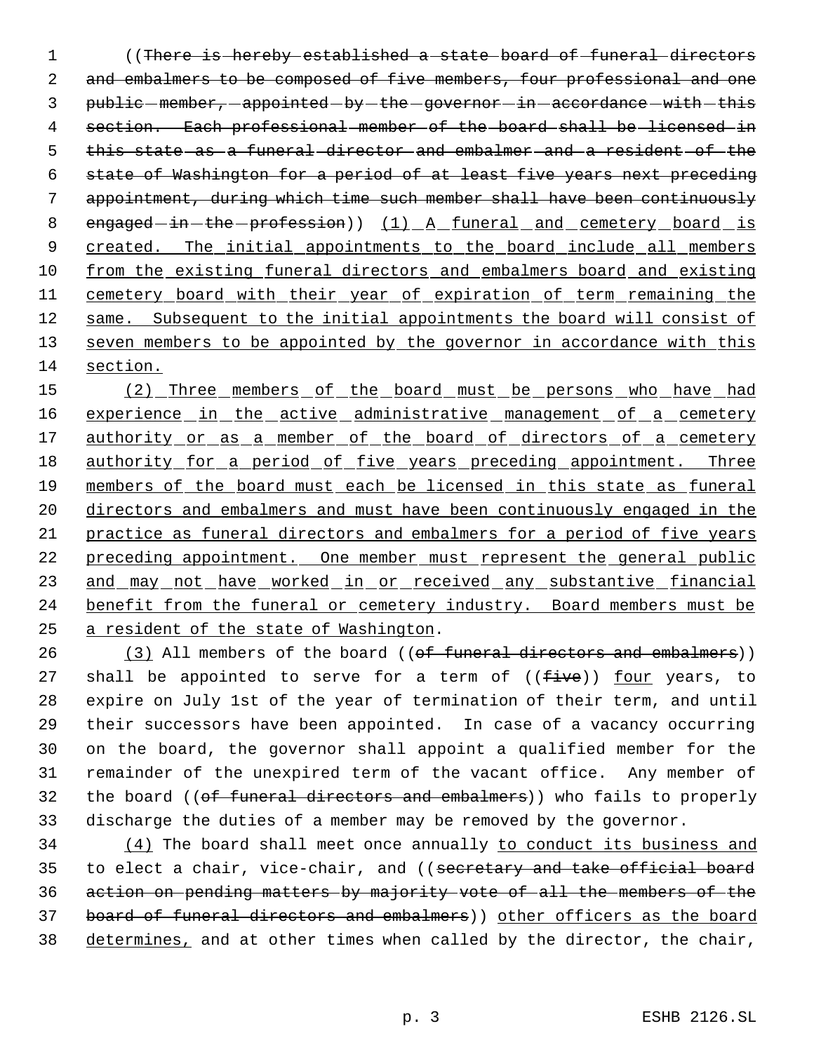((There is hereby established a state board of funeral directors and embalmers to be composed of five members, four professional and one public member, appointed by the governor in accordance with this section. Each professional member of the board shall be licensed in this state as a funeral director and embalmer and a resident of the state of Washington for a period of at least five years next preceding appointment, during which time such member shall have been continuously engaged in the profession)) (1) A funeral and cemetery board is created. The initial appointments to the board include all members from the existing funeral directors and embalmers board and existing cemetery board with their year of expiration of term remaining the same. Subsequent to the initial appointments the board will consist of seven members to be appointed by the governor in accordance with this section.

(2) Three members of the board must be persons who have had experience in the active administrative management of a cemetery authority or as a member of the board of directors of a cemetery authority for a period of five years preceding appointment. Three members of the board must each be licensed in this state as funeral directors and embalmers and must have been continuously engaged in the practice as funeral directors and embalmers for a period of five years preceding appointment. One member must represent the general public and may not have worked in or received any substantive financial benefit from the funeral or cemetery industry. Board members must be a resident of the state of Washington.

(3) All members of the board ((of funeral directors and embalmers)) shall be appointed to serve for a term of ((five)) four years, to expire on July 1st of the year of termination of their term, and until their successors have been appointed. In case of a vacancy occurring on the board, the governor shall appoint a qualified member for the remainder of the unexpired term of the vacant office. Any member of the board ((of funeral directors and embalmers)) who fails to properly discharge the duties of a member may be removed by the governor.

(4) The board shall meet once annually to conduct its business and to elect a chair, vice-chair, and ((secretary and take official board action on pending matters by majority vote of all the members of the board of funeral directors and embalmers)) other officers as the board determines, and at other times when called by the director, the chair,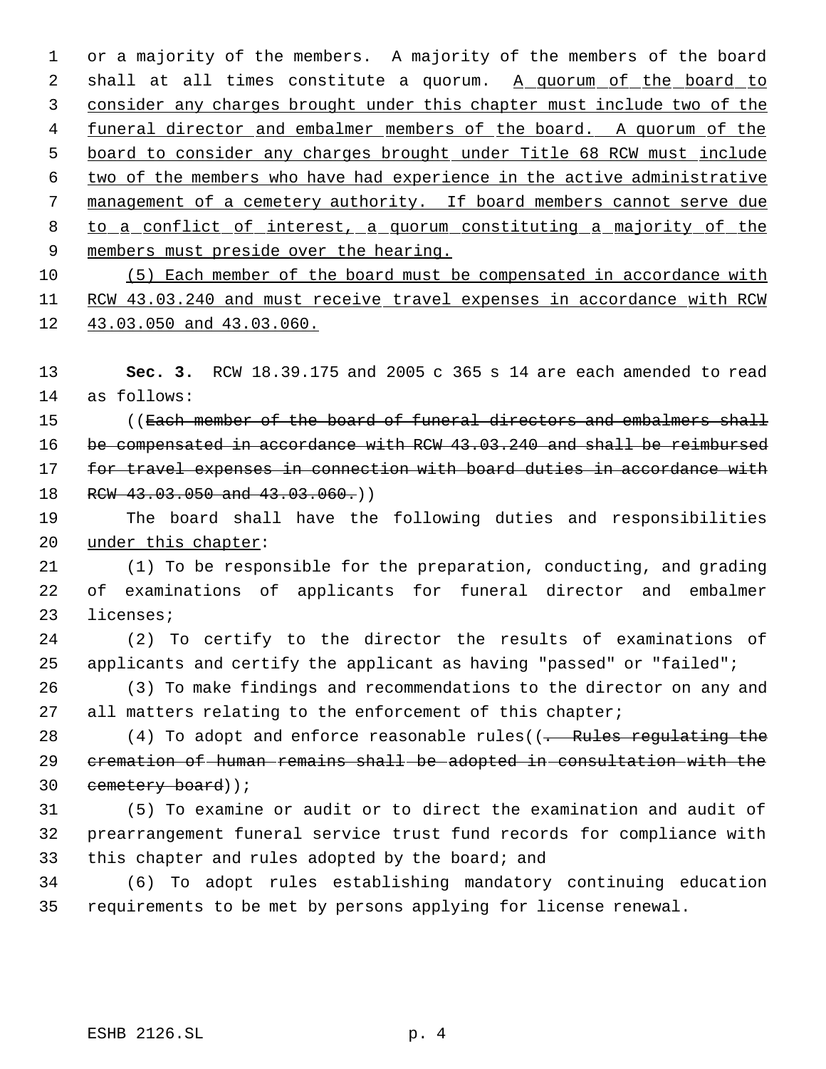or a majority of the members. A majority of the members of the board shall at all times constitute a quorum. A quorum of the board to consider any charges brought under this chapter must include two of the funeral director and embalmer members of the board. A quorum of the board to consider any charges brought under Title 68 RCW must include two of the members who have had experience in the active administrative management of a cemetery authority. If board members cannot serve due to a conflict of interest, a quorum constituting a majority of the members must preside over the hearing.

(5) Each member of the board must be compensated in accordance with RCW 43.03.240 and must receive travel expenses in accordance with RCW 43.03.050 and 43.03.060.

**Sec. 3.** RCW 18.39.175 and 2005 c 365 s 14 are each amended to read as follows:

((~~Each member of the board of funeral directors and embalmers shall be compensated in accordance with RCW 43.03.240 and shall be reimbursed for travel expenses in connection with board duties in accordance with RCW 43.03.050 and 43.03.060.~~))

The board shall have the following duties and responsibilities under this chapter:

(1) To be responsible for the preparation, conducting, and grading of examinations of applicants for funeral director and embalmer licenses;

(2) To certify to the director the results of examinations of applicants and certify the applicant as having "passed" or "failed";

(3) To make findings and recommendations to the director on any and all matters relating to the enforcement of this chapter;

(4) To adopt and enforce reasonable rules((~~. Rules regulating the cremation of human remains shall be adopted in consultation with the cemetery board~~));

(5) To examine or audit or to direct the examination and audit of prearrangement funeral service trust fund records for compliance with this chapter and rules adopted by the board; and

(6) To adopt rules establishing mandatory continuing education requirements to be met by persons applying for license renewal.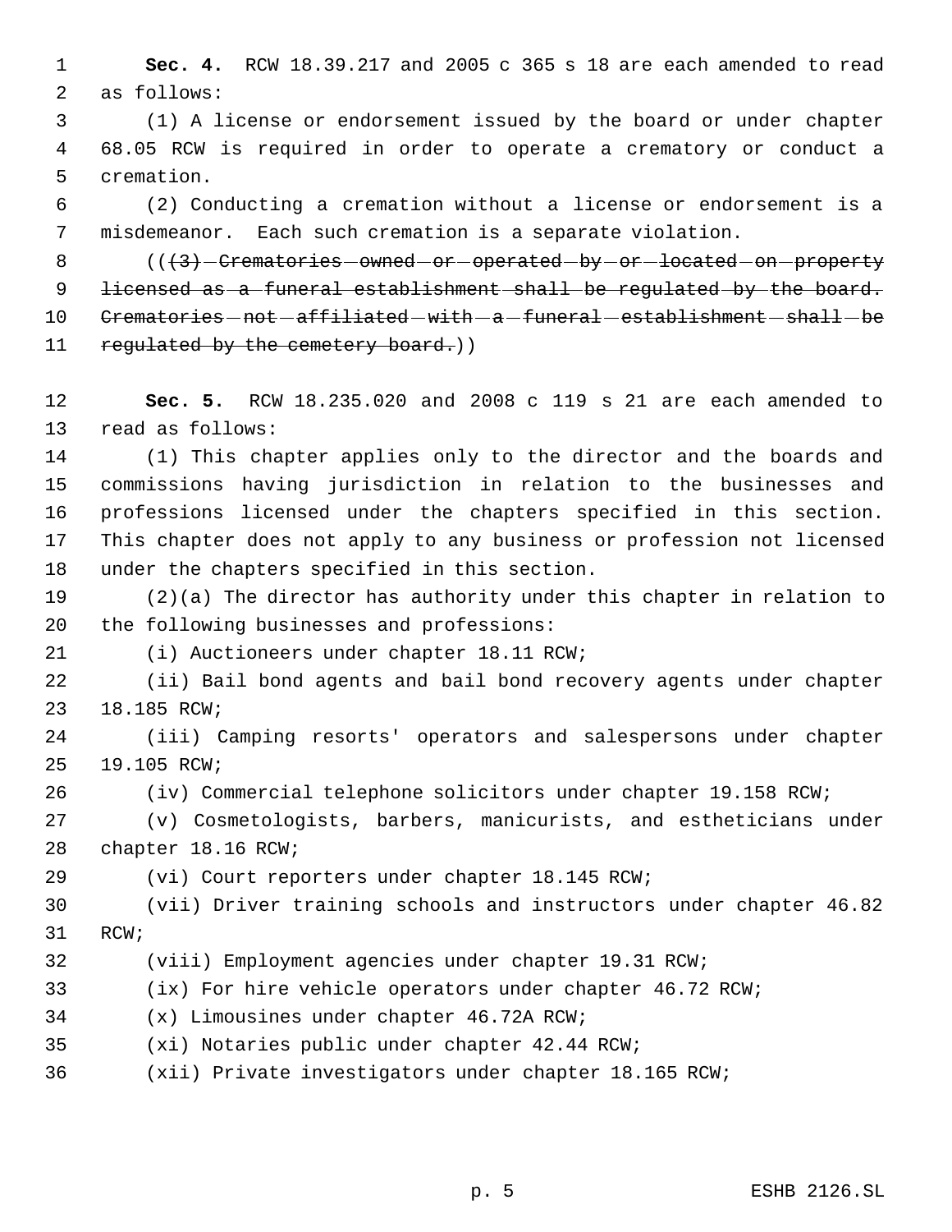**Sec. 4.** RCW 18.39.217 and 2005 c 365 s 18 are each amended to read as follows:

(1) A license or endorsement issued by the board or under chapter 68.05 RCW is required in order to operate a crematory or conduct a cremation.

(2) Conducting a cremation without a license or endorsement is a misdemeanor. Each such cremation is a separate violation.

(( ~~(3) Crematories owned or operated by or located on property licensed as a funeral establishment shall be regulated by the board. Crematories not affiliated with a funeral establishment shall be regulated by the cemetery board.~~ ))

**Sec. 5.** RCW 18.235.020 and 2008 c 119 s 21 are each amended to read as follows:

(1) This chapter applies only to the director and the boards and commissions having jurisdiction in relation to the businesses and professions licensed under the chapters specified in this section. This chapter does not apply to any business or profession not licensed under the chapters specified in this section.

(2)(a) The director has authority under this chapter in relation to the following businesses and professions:

(i) Auctioneers under chapter 18.11 RCW;

(ii) Bail bond agents and bail bond recovery agents under chapter 18.185 RCW;

(iii) Camping resorts' operators and salespersons under chapter 19.105 RCW;

(iv) Commercial telephone solicitors under chapter 19.158 RCW;

(v) Cosmetologists, barbers, manicurists, and estheticians under chapter 18.16 RCW;

(vi) Court reporters under chapter 18.145 RCW;

(vii) Driver training schools and instructors under chapter 46.82 RCW;

(viii) Employment agencies under chapter 19.31 RCW;

(ix) For hire vehicle operators under chapter 46.72 RCW;

(x) Limousines under chapter 46.72A RCW;

(xi) Notaries public under chapter 42.44 RCW;

(xii) Private investigators under chapter 18.165 RCW;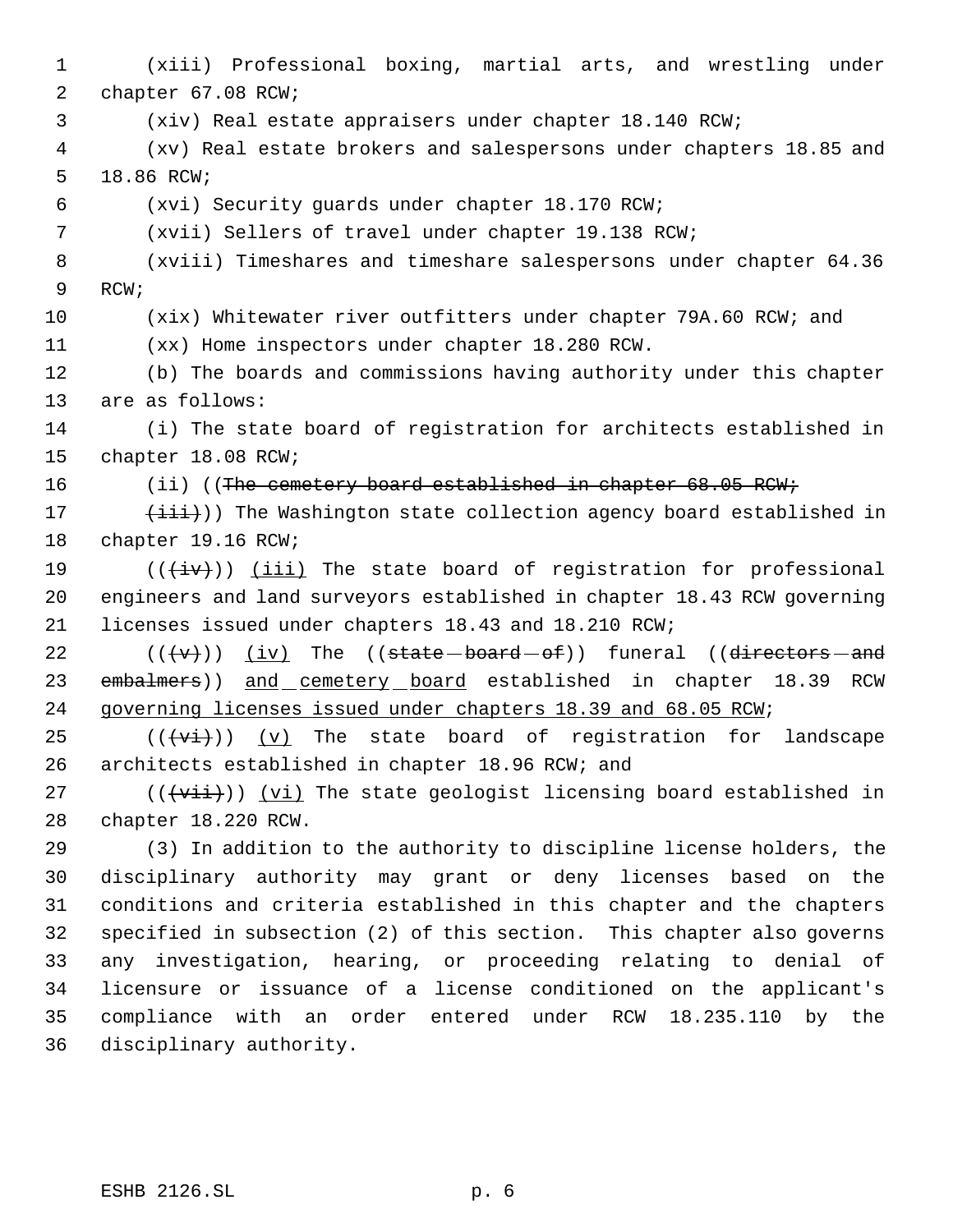(xiii) Professional boxing, martial arts, and wrestling under chapter 67.08 RCW;

(xiv) Real estate appraisers under chapter 18.140 RCW;

(xv) Real estate brokers and salespersons under chapters 18.85 and 18.86 RCW;

(xvi) Security guards under chapter 18.170 RCW;

(xvii) Sellers of travel under chapter 19.138 RCW;

(xviii) Timeshares and timeshare salespersons under chapter 64.36 RCW;

(xix) Whitewater river outfitters under chapter 79A.60 RCW; and

(xx) Home inspectors under chapter 18.280 RCW.

(b) The boards and commissions having authority under this chapter are as follows:

(i) The state board of registration for architects established in chapter 18.08 RCW;

(ii) ((~~The cemetery board established in chapter 68.05 RCW;~~

~~(iii)~~)) The Washington state collection agency board established in chapter 19.16 RCW;

((~~(iv)~~)) <u>(iii)</u> The state board of registration for professional engineers and land surveyors established in chapter 18.43 RCW governing licenses issued under chapters 18.43 and 18.210 RCW;

((~~(v)~~)) <u>(iv)</u> The ((~~state board of~~)) funeral ((~~directors and embalmers~~)) <u>and cemetery board</u> established in chapter 18.39 RCW <u>governing licenses issued under chapters 18.39 and 68.05 RCW</u>;

((~~(vi)~~)) <u>(v)</u> The state board of registration for landscape architects established in chapter 18.96 RCW; and

((~~(vii)~~)) <u>(vi)</u> The state geologist licensing board established in chapter 18.220 RCW.

(3) In addition to the authority to discipline license holders, the disciplinary authority may grant or deny licenses based on the conditions and criteria established in this chapter and the chapters specified in subsection (2) of this section. This chapter also governs any investigation, hearing, or proceeding relating to denial of licensure or issuance of a license conditioned on the applicant's compliance with an order entered under RCW 18.235.110 by the disciplinary authority.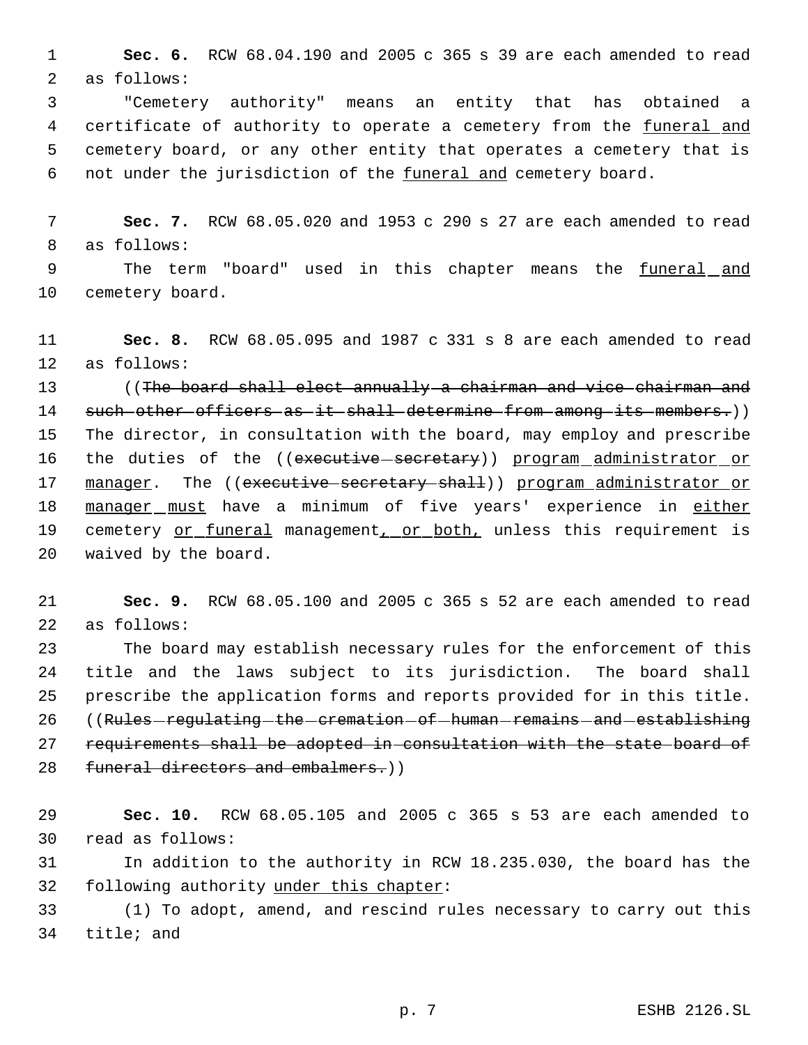**Sec. 6.** RCW 68.04.190 and 2005 c 365 s 39 are each amended to read as follows:

"Cemetery authority" means an entity that has obtained a certificate of authority to operate a cemetery from the funeral and cemetery board, or any other entity that operates a cemetery that is not under the jurisdiction of the funeral and cemetery board.

**Sec. 7.** RCW 68.05.020 and 1953 c 290 s 27 are each amended to read as follows:

The term "board" used in this chapter means the funeral and cemetery board.

**Sec. 8.** RCW 68.05.095 and 1987 c 331 s 8 are each amended to read as follows:

((The board shall elect annually a chairman and vice chairman and such other officers as it shall determine from among its members.)) The director, in consultation with the board, may employ and prescribe the duties of the ((executive secretary)) program administrator or manager. The ((executive secretary shall)) program administrator or manager must have a minimum of five years' experience in either cemetery or funeral management, or both, unless this requirement is waived by the board.

**Sec. 9.** RCW 68.05.100 and 2005 c 365 s 52 are each amended to read as follows:

The board may establish necessary rules for the enforcement of this title and the laws subject to its jurisdiction. The board shall prescribe the application forms and reports provided for in this title. ((Rules regulating the cremation of human remains and establishing requirements shall be adopted in consultation with the state board of funeral directors and embalmers.))

**Sec. 10.** RCW 68.05.105 and 2005 c 365 s 53 are each amended to read as follows:

In addition to the authority in RCW 18.235.030, the board has the following authority under this chapter:

(1) To adopt, amend, and rescind rules necessary to carry out this title; and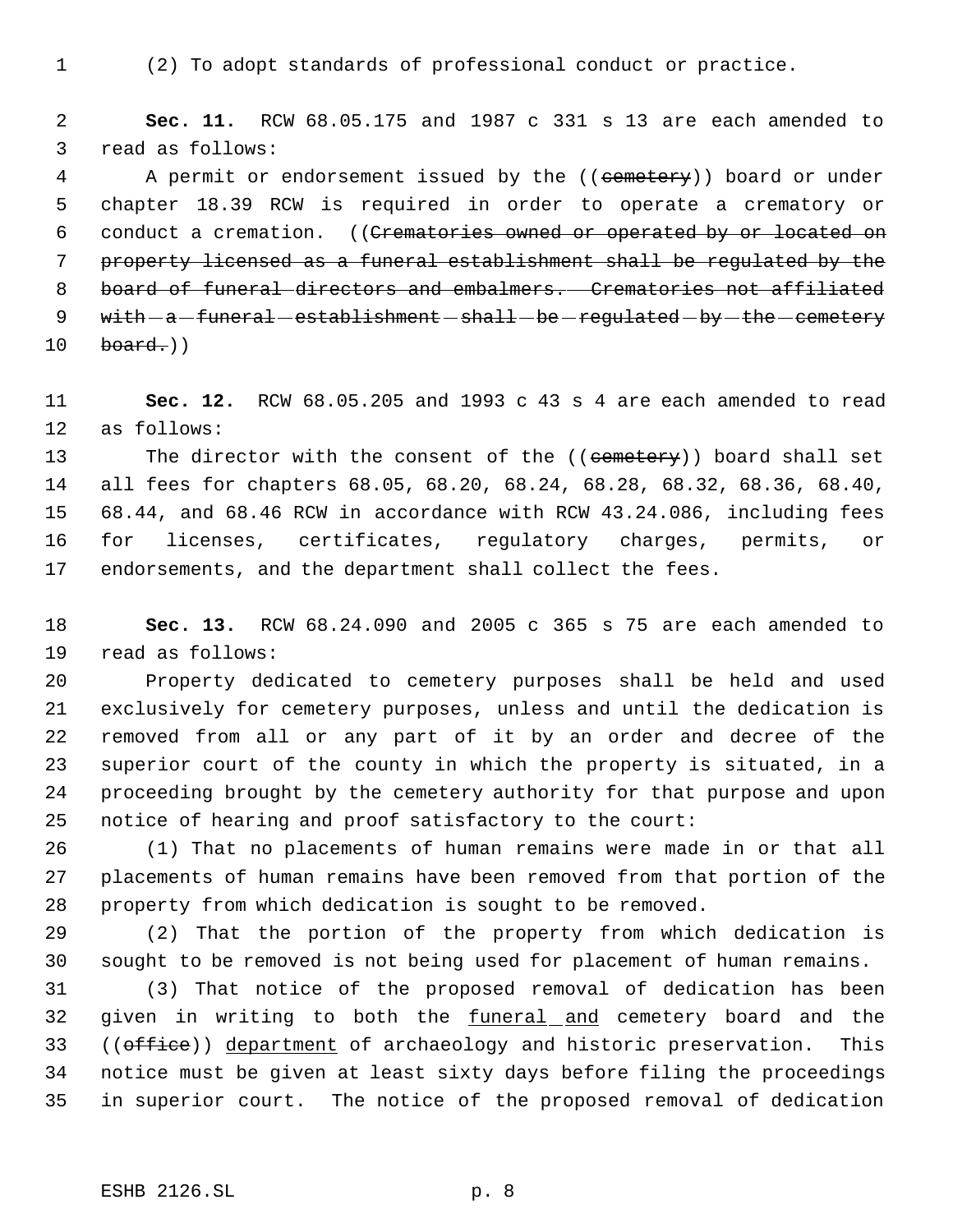(2) To adopt standards of professional conduct or practice.

**Sec. 11.** RCW 68.05.175 and 1987 c 331 s 13 are each amended to read as follows:

A permit or endorsement issued by the ((~~cemetery~~)) board or under chapter 18.39 RCW is required in order to operate a crematory or conduct a cremation. ((~~Crematories owned or operated by or located on property licensed as a funeral establishment shall be regulated by the board of funeral directors and embalmers. Crematories not affiliated with a funeral establishment shall be regulated by the cemetery board.~~))

**Sec. 12.** RCW 68.05.205 and 1993 c 43 s 4 are each amended to read as follows:

The director with the consent of the ((~~cemetery~~)) board shall set all fees for chapters 68.05, 68.20, 68.24, 68.28, 68.32, 68.36, 68.40, 68.44, and 68.46 RCW in accordance with RCW 43.24.086, including fees for licenses, certificates, regulatory charges, permits, or endorsements, and the department shall collect the fees.

**Sec. 13.** RCW 68.24.090 and 2005 c 365 s 75 are each amended to read as follows:

Property dedicated to cemetery purposes shall be held and used exclusively for cemetery purposes, unless and until the dedication is removed from all or any part of it by an order and decree of the superior court of the county in which the property is situated, in a proceeding brought by the cemetery authority for that purpose and upon notice of hearing and proof satisfactory to the court:

(1) That no placements of human remains were made in or that all placements of human remains have been removed from that portion of the property from which dedication is sought to be removed.

(2) That the portion of the property from which dedication is sought to be removed is not being used for placement of human remains.

(3) That notice of the proposed removal of dedication has been given in writing to both the <u>funeral and</u> cemetery board and the ((~~office~~)) <u>department</u> of archaeology and historic preservation. This notice must be given at least sixty days before filing the proceedings in superior court. The notice of the proposed removal of dedication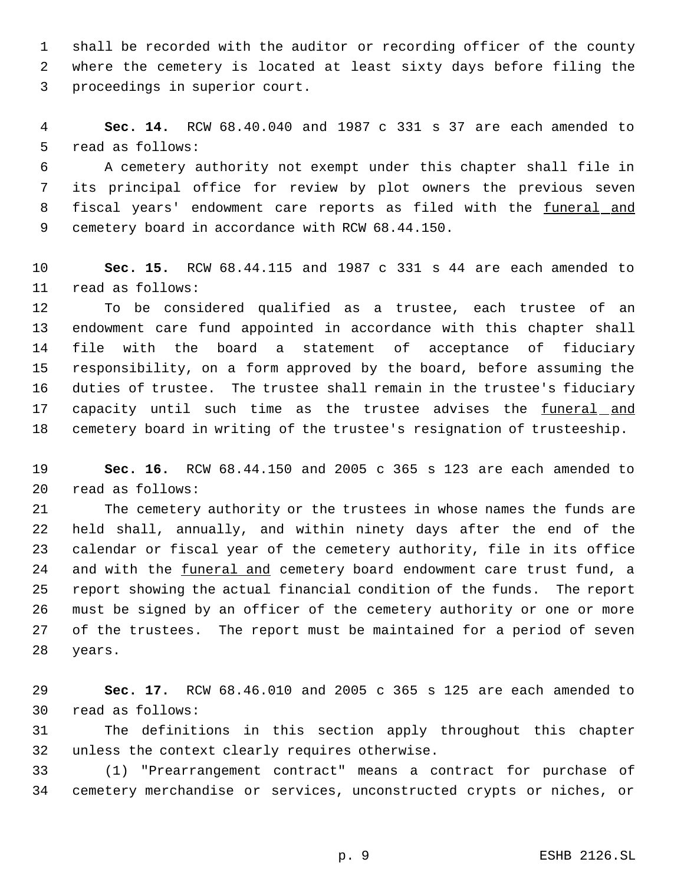shall be recorded with the auditor or recording officer of the county where the cemetery is located at least sixty days before filing the proceedings in superior court.

**Sec. 14.** RCW 68.40.040 and 1987 c 331 s 37 are each amended to read as follows:

A cemetery authority not exempt under this chapter shall file in its principal office for review by plot owners the previous seven fiscal years' endowment care reports as filed with the funeral and cemetery board in accordance with RCW 68.44.150.

**Sec. 15.** RCW 68.44.115 and 1987 c 331 s 44 are each amended to read as follows:

To be considered qualified as a trustee, each trustee of an endowment care fund appointed in accordance with this chapter shall file with the board a statement of acceptance of fiduciary responsibility, on a form approved by the board, before assuming the duties of trustee. The trustee shall remain in the trustee's fiduciary capacity until such time as the trustee advises the funeral and cemetery board in writing of the trustee's resignation of trusteeship.

**Sec. 16.** RCW 68.44.150 and 2005 c 365 s 123 are each amended to read as follows:

The cemetery authority or the trustees in whose names the funds are held shall, annually, and within ninety days after the end of the calendar or fiscal year of the cemetery authority, file in its office and with the funeral and cemetery board endowment care trust fund, a report showing the actual financial condition of the funds. The report must be signed by an officer of the cemetery authority or one or more of the trustees. The report must be maintained for a period of seven years.

**Sec. 17.** RCW 68.46.010 and 2005 c 365 s 125 are each amended to read as follows:

The definitions in this section apply throughout this chapter unless the context clearly requires otherwise.

(1) "Prearrangement contract" means a contract for purchase of cemetery merchandise or services, unconstructed crypts or niches, or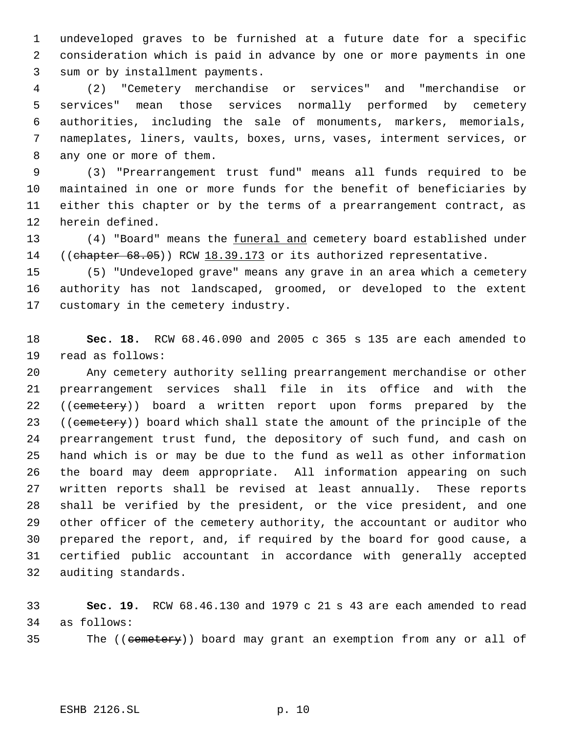undeveloped graves to be furnished at a future date for a specific consideration which is paid in advance by one or more payments in one sum or by installment payments.

(2) "Cemetery merchandise or services" and "merchandise or services" mean those services normally performed by cemetery authorities, including the sale of monuments, markers, memorials, nameplates, liners, vaults, boxes, urns, vases, interment services, or any one or more of them.

(3) "Prearrangement trust fund" means all funds required to be maintained in one or more funds for the benefit of beneficiaries by either this chapter or by the terms of a prearrangement contract, as herein defined.

(4) "Board" means the funeral and cemetery board established under ((~~chapter 68.05~~)) RCW 18.39.173 or its authorized representative.

(5) "Undeveloped grave" means any grave in an area which a cemetery authority has not landscaped, groomed, or developed to the extent customary in the cemetery industry.

**Sec. 18.** RCW 68.46.090 and 2005 c 365 s 135 are each amended to read as follows:

Any cemetery authority selling prearrangement merchandise or other prearrangement services shall file in its office and with the ((~~cemetery~~)) board a written report upon forms prepared by the ((~~cemetery~~)) board which shall state the amount of the principle of the prearrangement trust fund, the depository of such fund, and cash on hand which is or may be due to the fund as well as other information the board may deem appropriate. All information appearing on such written reports shall be revised at least annually. These reports shall be verified by the president, or the vice president, and one other officer of the cemetery authority, the accountant or auditor who prepared the report, and, if required by the board for good cause, a certified public accountant in accordance with generally accepted auditing standards.

**Sec. 19.** RCW 68.46.130 and 1979 c 21 s 43 are each amended to read as follows:

The ((~~cemetery~~)) board may grant an exemption from any or all of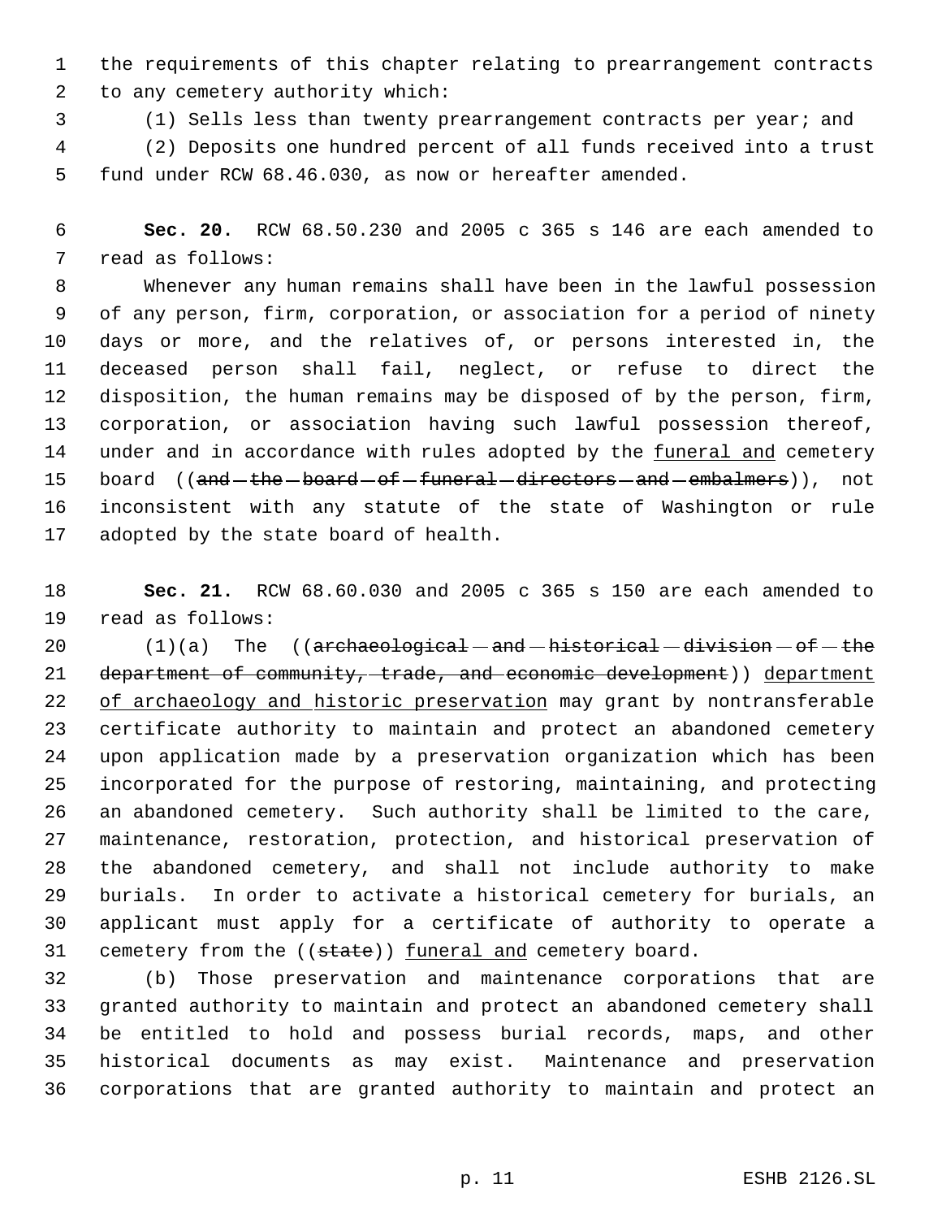the requirements of this chapter relating to prearrangement contracts to any cemetery authority which:

(1) Sells less than twenty prearrangement contracts per year; and

(2) Deposits one hundred percent of all funds received into a trust fund under RCW 68.46.030, as now or hereafter amended.

**Sec. 20.** RCW 68.50.230 and 2005 c 365 s 146 are each amended to read as follows:

Whenever any human remains shall have been in the lawful possession of any person, firm, corporation, or association for a period of ninety days or more, and the relatives of, or persons interested in, the deceased person shall fail, neglect, or refuse to direct the disposition, the human remains may be disposed of by the person, firm, corporation, or association having such lawful possession thereof, under and in accordance with rules adopted by the <u>funeral and</u> cemetery board ((~~and the board of funeral directors and embalmers~~)), not inconsistent with any statute of the state of Washington or rule adopted by the state board of health.

**Sec. 21.** RCW 68.60.030 and 2005 c 365 s 150 are each amended to read as follows:

(1)(a) The ((~~archaeological and historical division of the department of community, trade, and economic development~~)) <u>department of archaeology and historic preservation</u> may grant by nontransferable certificate authority to maintain and protect an abandoned cemetery upon application made by a preservation organization which has been incorporated for the purpose of restoring, maintaining, and protecting an abandoned cemetery. Such authority shall be limited to the care, maintenance, restoration, protection, and historical preservation of the abandoned cemetery, and shall not include authority to make burials. In order to activate a historical cemetery for burials, an applicant must apply for a certificate of authority to operate a cemetery from the ((~~state~~)) <u>funeral and</u> cemetery board.

(b) Those preservation and maintenance corporations that are granted authority to maintain and protect an abandoned cemetery shall be entitled to hold and possess burial records, maps, and other historical documents as may exist. Maintenance and preservation corporations that are granted authority to maintain and protect an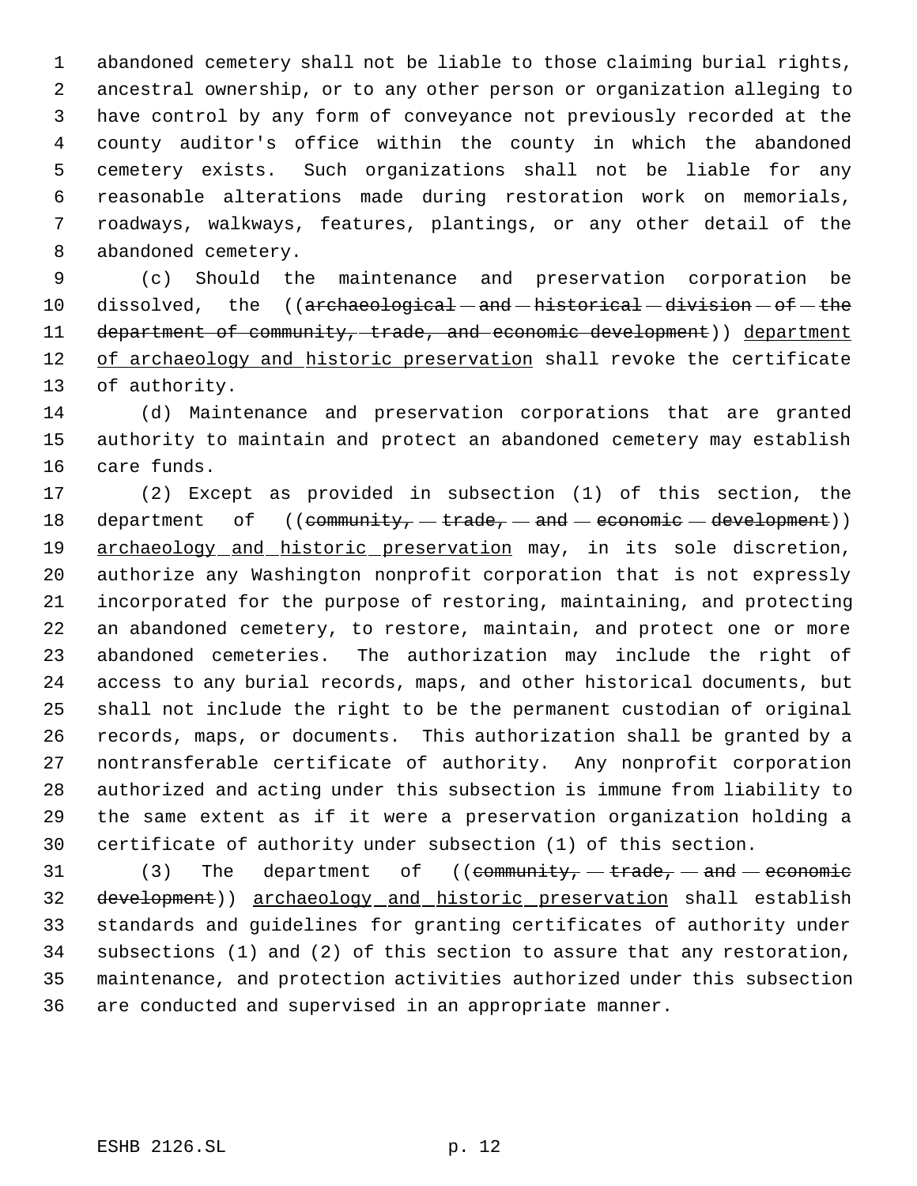abandoned cemetery shall not be liable to those claiming burial rights, ancestral ownership, or to any other person or organization alleging to have control by any form of conveyance not previously recorded at the county auditor's office within the county in which the abandoned cemetery exists. Such organizations shall not be liable for any reasonable alterations made during restoration work on memorials, roadways, walkways, features, plantings, or any other detail of the abandoned cemetery.

(c) Should the maintenance and preservation corporation be dissolved, the ((~~archaeological and historical division of the department of community, trade, and economic development~~)) <u>department of archaeology and historic preservation</u> shall revoke the certificate of authority.

(d) Maintenance and preservation corporations that are granted authority to maintain and protect an abandoned cemetery may establish care funds.

(2) Except as provided in subsection (1) of this section, the department of ((~~community, trade, and economic development~~)) <u>archaeology and historic preservation</u> may, in its sole discretion, authorize any Washington nonprofit corporation that is not expressly incorporated for the purpose of restoring, maintaining, and protecting an abandoned cemetery, to restore, maintain, and protect one or more abandoned cemeteries. The authorization may include the right of access to any burial records, maps, and other historical documents, but shall not include the right to be the permanent custodian of original records, maps, or documents. This authorization shall be granted by a nontransferable certificate of authority. Any nonprofit corporation authorized and acting under this subsection is immune from liability to the same extent as if it were a preservation organization holding a certificate of authority under subsection (1) of this section.

(3) The department of ((~~community, trade, and economic development~~)) <u>archaeology and historic preservation</u> shall establish standards and guidelines for granting certificates of authority under subsections (1) and (2) of this section to assure that any restoration, maintenance, and protection activities authorized under this subsection are conducted and supervised in an appropriate manner.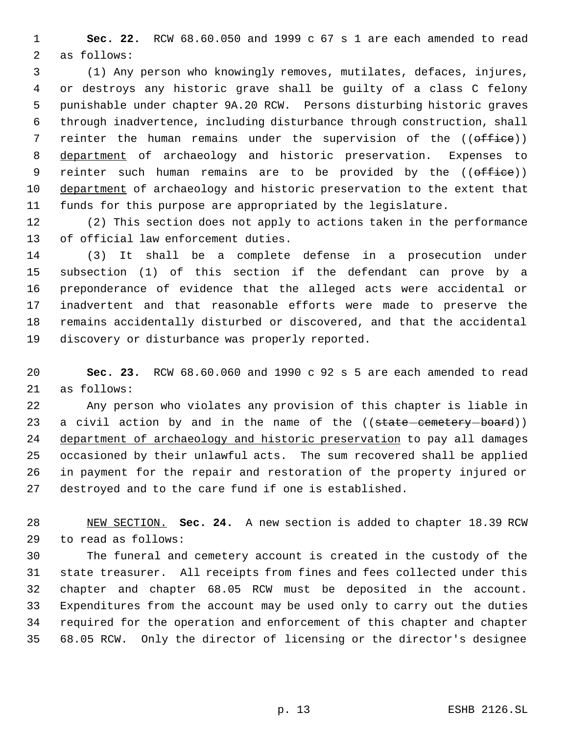**Sec. 22.** RCW 68.60.050 and 1999 c 67 s 1 are each amended to read as follows:

(1) Any person who knowingly removes, mutilates, defaces, injures, or destroys any historic grave shall be guilty of a class C felony punishable under chapter 9A.20 RCW. Persons disturbing historic graves through inadvertence, including disturbance through construction, shall reinter the human remains under the supervision of the ((~~office~~)) <u>department</u> of archaeology and historic preservation. Expenses to reinter such human remains are to be provided by the ((~~office~~)) <u>department</u> of archaeology and historic preservation to the extent that funds for this purpose are appropriated by the legislature.

(2) This section does not apply to actions taken in the performance of official law enforcement duties.

(3) It shall be a complete defense in a prosecution under subsection (1) of this section if the defendant can prove by a preponderance of evidence that the alleged acts were accidental or inadvertent and that reasonable efforts were made to preserve the remains accidentally disturbed or discovered, and that the accidental discovery or disturbance was properly reported.

**Sec. 23.** RCW 68.60.060 and 1990 c 92 s 5 are each amended to read as follows:

Any person who violates any provision of this chapter is liable in a civil action by and in the name of the ((~~state cemetery board~~)) <u>department of archaeology and historic preservation</u> to pay all damages occasioned by their unlawful acts. The sum recovered shall be applied in payment for the repair and restoration of the property injured or destroyed and to the care fund if one is established.

<u>NEW SECTION.</u> **Sec. 24.** A new section is added to chapter 18.39 RCW to read as follows:

The funeral and cemetery account is created in the custody of the state treasurer. All receipts from fines and fees collected under this chapter and chapter 68.05 RCW must be deposited in the account. Expenditures from the account may be used only to carry out the duties required for the operation and enforcement of this chapter and chapter 68.05 RCW. Only the director of licensing or the director's designee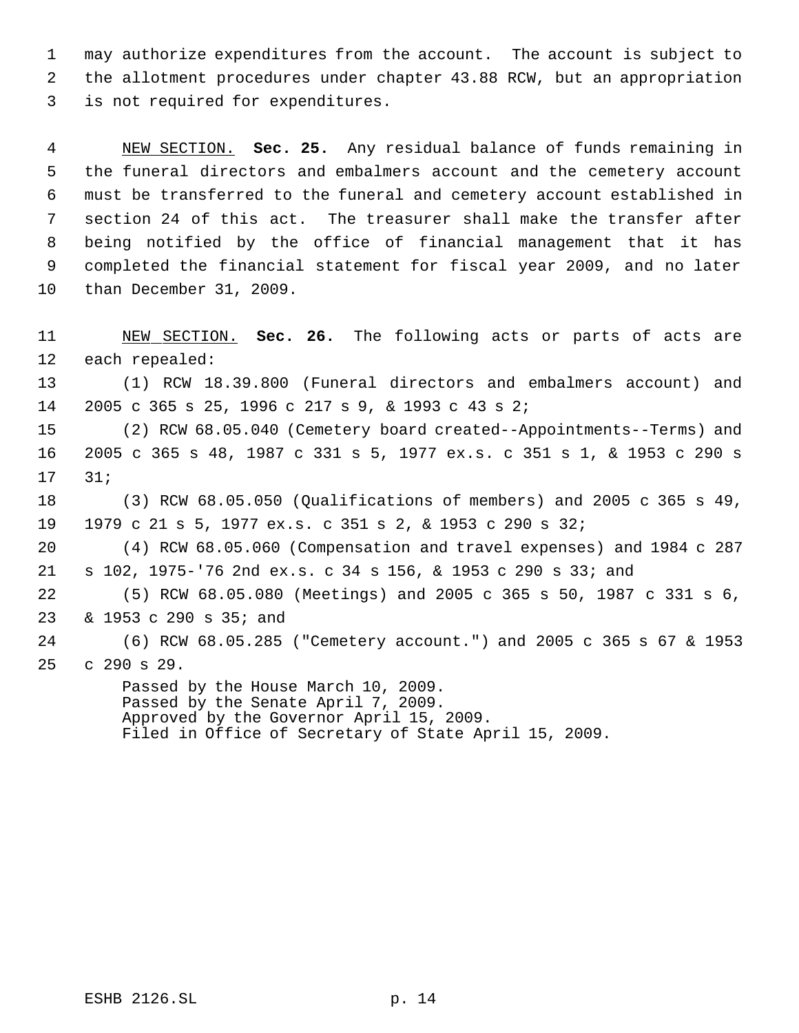may authorize expenditures from the account. The account is subject to the allotment procedures under chapter 43.88 RCW, but an appropriation is not required for expenditures.

NEW SECTION. **Sec. 25.** Any residual balance of funds remaining in the funeral directors and embalmers account and the cemetery account must be transferred to the funeral and cemetery account established in section 24 of this act. The treasurer shall make the transfer after being notified by the office of financial management that it has completed the financial statement for fiscal year 2009, and no later than December 31, 2009.

NEW SECTION. **Sec. 26.** The following acts or parts of acts are each repealed:

(1) RCW 18.39.800 (Funeral directors and embalmers account) and 2005 c 365 s 25, 1996 c 217 s 9, & 1993 c 43 s 2;

(2) RCW 68.05.040 (Cemetery board created--Appointments--Terms) and 2005 c 365 s 48, 1987 c 331 s 5, 1977 ex.s. c 351 s 1, & 1953 c 290 s 31;

(3) RCW 68.05.050 (Qualifications of members) and 2005 c 365 s 49, 1979 c 21 s 5, 1977 ex.s. c 351 s 2, & 1953 c 290 s 32;

(4) RCW 68.05.060 (Compensation and travel expenses) and 1984 c 287 s 102, 1975-'76 2nd ex.s. c 34 s 156, & 1953 c 290 s 33; and

(5) RCW 68.05.080 (Meetings) and 2005 c 365 s 50, 1987 c 331 s 6, & 1953 c 290 s 35; and

(6) RCW 68.05.285 ("Cemetery account.") and 2005 c 365 s 67 & 1953 c 290 s 29.

Passed by the House March 10, 2009.
Passed by the Senate April 7, 2009.
Approved by the Governor April 15, 2009.
Filed in Office of Secretary of State April 15, 2009.